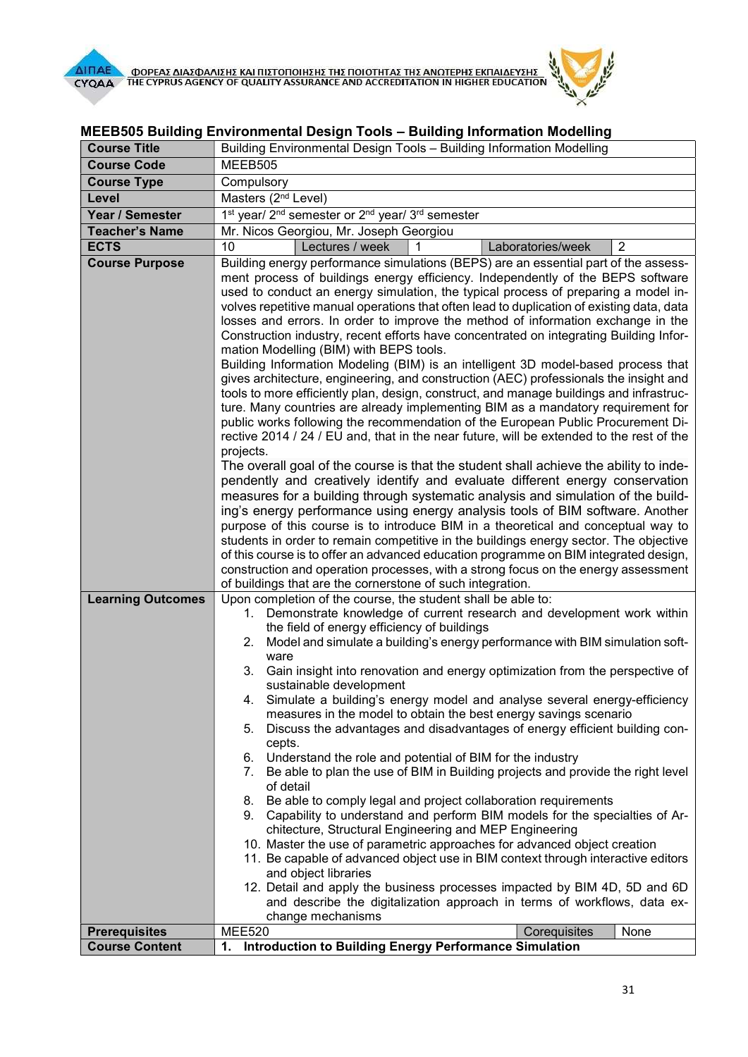## MEEB505 Building Environmental Design Tools – Building Information Modelling

| Course Title | Building Environmental Design Tools – Building Information Modelling | | | | |
|---|---|---|---|---|---|
| **Course Code** | MEEB505 | | | | |
| **Course Type** | Compulsory | | | | |
| **Level** | Masters (2nd Level) | | | | |
| **Year / Semester** | 1st year/ 2nd semester or 2nd year/ 3rd semester | | | | |
| **Teacher's Name** | Mr. Nicos Georgiou, Mr. Joseph Georgiou | | | | |
| **ECTS** | 10 | Lectures / week | 1 | Laboratories/week | 2 |
| **Course Purpose** | Building energy performance simulations (BEPS) are an essential part of the assessment process of buildings energy efficiency. Independently of the BEPS software used to conduct an energy simulation, the typical process of preparing a model involves repetitive manual operations that often lead to duplication of existing data, data losses and errors. In order to improve the method of information exchange in the Construction industry, recent efforts have concentrated on integrating Building Information Modelling (BIM) with BEPS tools.<br>Building Information Modeling (BIM) is an intelligent 3D model-based process that gives architecture, engineering, and construction (AEC) professionals the insight and tools to more efficiently plan, design, construct, and manage buildings and infrastructure. Many countries are already implementing BIM as a mandatory requirement for public works following the recommendation of the European Public Procurement Directive 2014 / 24 / EU and, that in the near future, will be extended to the rest of the projects.<br>The overall goal of the course is that the student shall achieve the ability to independently and creatively identify and evaluate different energy conservation measures for a building through systematic analysis and simulation of the building's energy performance using energy analysis tools of BIM software. Another purpose of this course is to introduce BIM in a theoretical and conceptual way to students in order to remain competitive in the buildings energy sector. The objective of this course is to offer an advanced education programme on BIM integrated design, construction and operation processes, with a strong focus on the energy assessment of buildings that are the cornerstone of such integration. | | | | |
| **Learning Outcomes** | Upon completion of the course, the student shall be able to:<br>1. Demonstrate knowledge of current research and development work within the field of energy efficiency of buildings<br>2. Model and simulate a building's energy performance with BIM simulation software<br>3. Gain insight into renovation and energy optimization from the perspective of sustainable development<br>4. Simulate a building's energy model and analyse several energy-efficiency measures in the model to obtain the best energy savings scenario<br>5. Discuss the advantages and disadvantages of energy efficient building concepts.<br>6. Understand the role and potential of BIM for the industry<br>7. Be able to plan the use of BIM in Building projects and provide the right level of detail<br>8. Be able to comply legal and project collaboration requirements<br>9. Capability to understand and perform BIM models for the specialties of Architecture, Structural Engineering and MEP Engineering<br>10. Master the use of parametric approaches for advanced object creation<br>11. Be capable of advanced object use in BIM context through interactive editors and object libraries<br>12. Detail and apply the business processes impacted by BIM 4D, 5D and 6D and describe the digitalization approach in terms of workflows, data exchange mechanisms | | | | |
| **Prerequisites** | MEE520 | | | Corequisites | None |
| **Course Content** | **1. Introduction to Building Energy Performance Simulation** | | | | |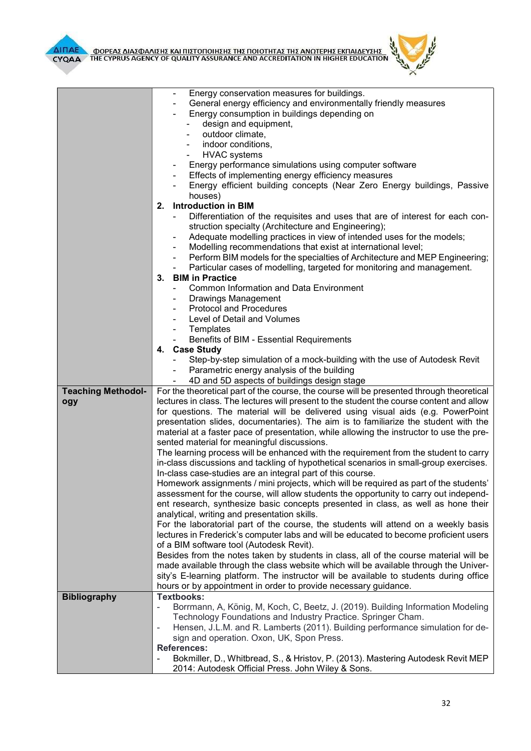| | |
|---|---|
| | - Energy conservation measures for buildings.<br>- General energy efficiency and environmentally friendly measures<br>- Energy consumption in buildings depending on<br>&nbsp;&nbsp;- design and equipment,<br>&nbsp;&nbsp;- outdoor climate,<br>&nbsp;&nbsp;- indoor conditions,<br>&nbsp;&nbsp;- HVAC systems<br>- Energy performance simulations using computer software<br>- Effects of implementing energy efficiency measures<br>- Energy efficient building concepts (Near Zero Energy buildings, Passive houses)<br>**2. Introduction in BIM**<br>- Differentiation of the requisites and uses that are of interest for each construction specialty (Architecture and Engineering);<br>- Adequate modelling practices in view of intended uses for the models;<br>- Modelling recommendations that exist at international level;<br>- Perform BIM models for the specialties of Architecture and MEP Engineering;<br>- Particular cases of modelling, targeted for monitoring and management.<br>**3. BIM in Practice**<br>- Common Information and Data Environment<br>- Drawings Management<br>- Protocol and Procedures<br>- Level of Detail and Volumes<br>- Templates<br>- Benefits of BIM - Essential Requirements<br>**4. Case Study**<br>- Step-by-step simulation of a mock-building with the use of Autodesk Revit<br>- Parametric energy analysis of the building<br>- 4D and 5D aspects of buildings design stage |
| **Teaching Methodology** | For the theoretical part of the course, the course will be presented through theoretical lectures in class. The lectures will present to the student the course content and allow for questions. The material will be delivered using visual aids (e.g. PowerPoint presentation slides, documentaries). The aim is to familiarize the student with the material at a faster pace of presentation, while allowing the instructor to use the presented material for meaningful discussions.<br>The learning process will be enhanced with the requirement from the student to carry in-class discussions and tackling of hypothetical scenarios in small-group exercises. In-class case-studies are an integral part of this course.<br>Homework assignments / mini projects, which will be required as part of the students' assessment for the course, will allow students the opportunity to carry out independent research, synthesize basic concepts presented in class, as well as hone their analytical, writing and presentation skills.<br>For the laboratorial part of the course, the students will attend on a weekly basis lectures in Frederick's computer labs and will be educated to become proficient users of a BIM software tool (Autodesk Revit).<br>Besides from the notes taken by students in class, all of the course material will be made available through the class website which will be available through the University's E-learning platform. The instructor will be available to students during office hours or by appointment in order to provide necessary guidance. |
| **Bibliography** | **Textbooks:**<br>- Borrmann, A, König, M, Koch, C, Beetz, J. (2019). Building Information Modeling Technology Foundations and Industry Practice. Springer Cham.<br>- Hensen, J.L.M. and R. Lamberts (2011). Building performance simulation for design and operation. Oxon, UK, Spon Press.<br>**References:**<br>- Bokmiller, D., Whitbread, S., & Hristov, P. (2013). Mastering Autodesk Revit MEP 2014: Autodesk Official Press. John Wiley & Sons. |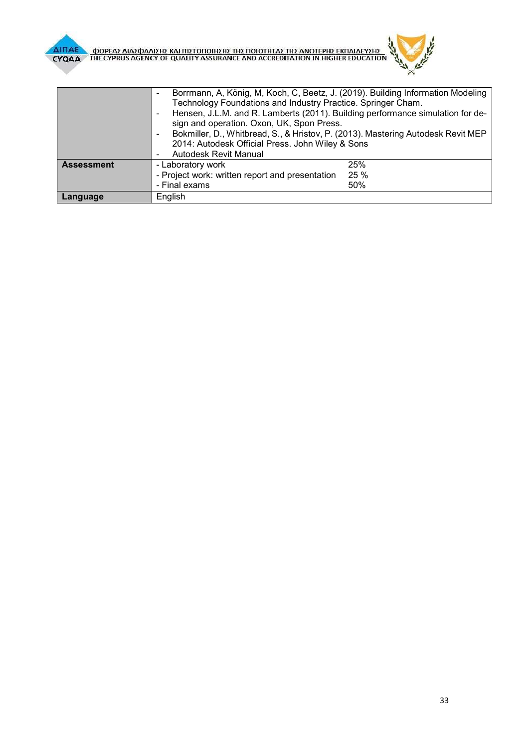| | |
|---|---|
| | - Borrmann, A, König, M, Koch, C, Beetz, J. (2019). Building Information Modeling Technology Foundations and Industry Practice. Springer Cham.<br>- Hensen, J.L.M. and R. Lamberts (2011). Building performance simulation for design and operation. Oxon, UK, Spon Press.<br>- Bokmiller, D., Whitbread, S., & Hristov, P. (2013). Mastering Autodesk Revit MEP 2014: Autodesk Official Press. John Wiley & Sons<br>- Autodesk Revit Manual |
| **Assessment** | - Laboratory work 25%<br>- Project work: written report and presentation 25 %<br>- Final exams 50% |
| **Language** | English |